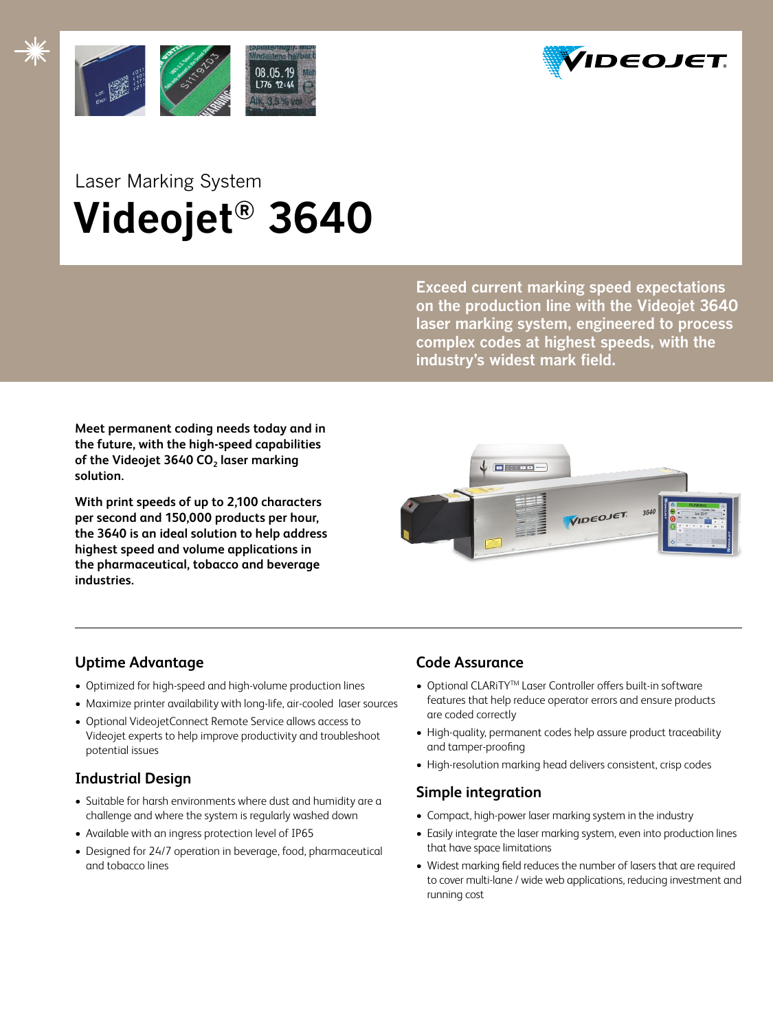Laser Marking System

# Videojet® 3640

**Exceed current marking speed expectations on the production line with the Videojet 3640 laser marking system, engineered to process complex codes at highest speeds, with the industry's widest mark field.**

**Meet permanent coding needs today and in the future, with the high-speed capabilities of the Videojet 3640 $CO_2$ laser marking solution.**

**With print speeds of up to 2,100 characters per second and 150,000 products per hour, the 3640 is an ideal solution to help address highest speed and volume applications in the pharmaceutical, tobacco and beverage industries.**

## Uptime Advantage

- Optimized for high-speed and high-volume production lines
- Maximize printer availability with long-life, air-cooled laser sources
- Optional VideojetConnect Remote Service allows access to Videojet experts to help improve productivity and troubleshoot potential issues

## Industrial Design

- Suitable for harsh environments where dust and humidity are a challenge and where the system is regularly washed down
- Available with an ingress protection level of IP65
- Designed for 24/7 operation in beverage, food, pharmaceutical and tobacco lines

## Code Assurance

- Optional CLARiTY™ Laser Controller offers built-in software features that help reduce operator errors and ensure products are coded correctly
- High-quality, permanent codes help assure product traceability and tamper-proofing
- High-resolution marking head delivers consistent, crisp codes

## Simple integration

- Compact, high-power laser marking system in the industry
- Easily integrate the laser marking system, even into production lines that have space limitations
- Widest marking field reduces the number of lasers that are required to cover multi-lane / wide web applications, reducing investment and running cost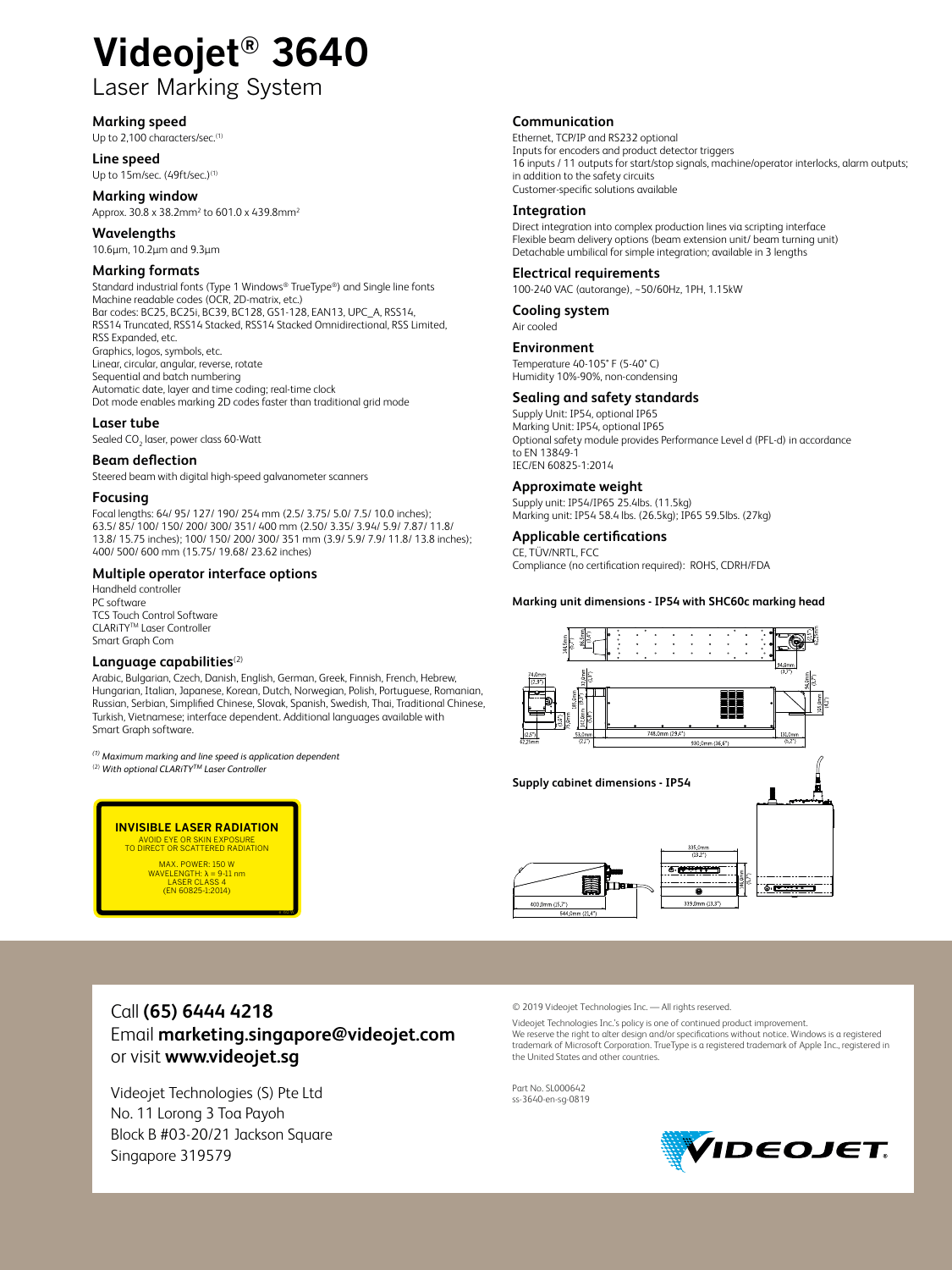# Videojet® 3640

Laser Marking System

### Marking speed

Up to 2,100 characters/sec.[1]

### Line speed

Up to 15m/sec. (49ft/sec.)[1]

### Marking window

Approx. 30.8 x 38.2mm² to 601.0 x 439.8mm²

### Wavelengths

10.6μm, 10.2μm and 9.3μm

### Marking formats

Standard industrial fonts (Type 1 Windows® TrueType®) and Single line fonts
Machine readable codes (OCR, 2D-matrix, etc.)
Bar codes: BC25, BC25i, BC39, BC128, GS1-128, EAN13, UPC_A, RSS14, RSS14 Truncated, RSS14 Stacked, RSS14 Stacked Omnidirectional, RSS Limited, RSS Expanded, etc.
Graphics, logos, symbols, etc.
Linear, circular, angular, reverse, rotate
Sequential and batch numbering
Automatic date, layer and time coding; real-time clock
Dot mode enables marking 2D codes faster than traditional grid mode

### Laser tube

Sealed $CO_2$ laser, power class 60-Watt

### Beam deflection

Steered beam with digital high-speed galvanometer scanners

### Focusing

Focal lengths: 64/ 95/ 127/ 190/ 254 mm (2.5/ 3.75/ 5.0/ 7.5/ 10.0 inches); 63.5/ 85/ 100/ 150/ 200/ 300/ 351/ 400 mm (2.50/ 3.35/ 3.94/ 5.9/ 7.87/ 11.8/ 13.8/ 15.75 inches); 100/ 150/ 200/ 300/ 351 mm (3.9/ 5.9/ 7.9/ 11.8/ 13.8 inches); 400/ 500/ 600 mm (15.75/ 19.68/ 23.62 inches)

### Multiple operator interface options

Handheld controller
PC software
TCS Touch Control Software
CLARiTY™ Laser Controller
Smart Graph Com

### Language capabilities[2]

Arabic, Bulgarian, Czech, Danish, English, German, Greek, Finnish, French, Hebrew, Hungarian, Italian, Japanese, Korean, Dutch, Norwegian, Polish, Portuguese, Romanian, Russian, Serbian, Simplified Chinese, Slovak, Spanish, Swedish, Thai, Traditional Chinese, Turkish, Vietnamese; interface dependent. Additional languages available with Smart Graph software.

*[1] Maximum marking and line speed is application dependent*
*[2] With optional CLARiTY™ Laser Controller*

INVISIBLE LASER RADIATION
AVOID EYE OR SKIN EXPOSURE
TO DIRECT OR SCATTERED RADIATION
MAX. POWER: 150 W
WAVELENGTH: λ = 9-11 nm
LASER CLASS 4
(EN 60825-1:2014)

### Communication

Ethernet, TCP/IP and RS232 optional
Inputs for encoders and product detector triggers
16 inputs / 11 outputs for start/stop signals, machine/operator interlocks, alarm outputs; in addition to the safety circuits
Customer-specific solutions available

### Integration

Direct integration into complex production lines via scripting interface
Flexible beam delivery options (beam extension unit/ beam turning unit)
Detachable umbilical for simple integration; available in 3 lengths

### Electrical requirements

100-240 VAC (autorange), ~50/60Hz, 1PH, 1.15kW

### Cooling system

Air cooled

### Environment

Temperature 40-105° F (5-40° C)
Humidity 10%-90%, non-condensing

### Sealing and safety standards

Supply Unit: IP54, optional IP65
Marking Unit: IP54, optional IP65
Optional safety module provides Performance Level d (PFL-d) in accordance to EN 13849-1
IEC/EN 60825-1:2014

### Approximate weight

Supply unit: IP54/IP65 25.4lbs. (11.5kg)
Marking unit: IP54 58.4 lbs. (26.5kg); IP65 59.5lbs. (27kg)

### Applicable certifications

CE, TÜV/NRTL, FCC
Compliance (no certification required): ROHS, CDRH/FDA

#### Marking unit dimensions - IP54 with SHC60c marking head

74.0mm (2.9")
53.0mm (2.1")
748.0mm (29.4")
930.0mm (36.6")
131.0mm (5.2")
34.0mm (1.3")
62.25mm

#### Supply cabinet dimensions - IP54

335.0mm (13.2")
339.0mm (13.3")
400.0mm (15.7")
544.0mm (21.4")

Call **(65) 6444 4218**
Email **marketing.singapore@videojet.com**
or visit **www.videojet.sg**

Videojet Technologies (S) Pte Ltd
No. 11 Lorong 3 Toa Payoh
Block B #03-20/21 Jackson Square
Singapore 319579

© 2019 Videojet Technologies Inc. — All rights reserved.

Videojet Technologies Inc.'s policy is one of continued product improvement. We reserve the right to alter design and/or specifications without notice. Windows is a registered trademark of Microsoft Corporation. TrueType is a registered trademark of Apple Inc., registered in the United States and other countries.

Part No. SL000642
ss-3640-en-sg-0819

VIDEOJET.